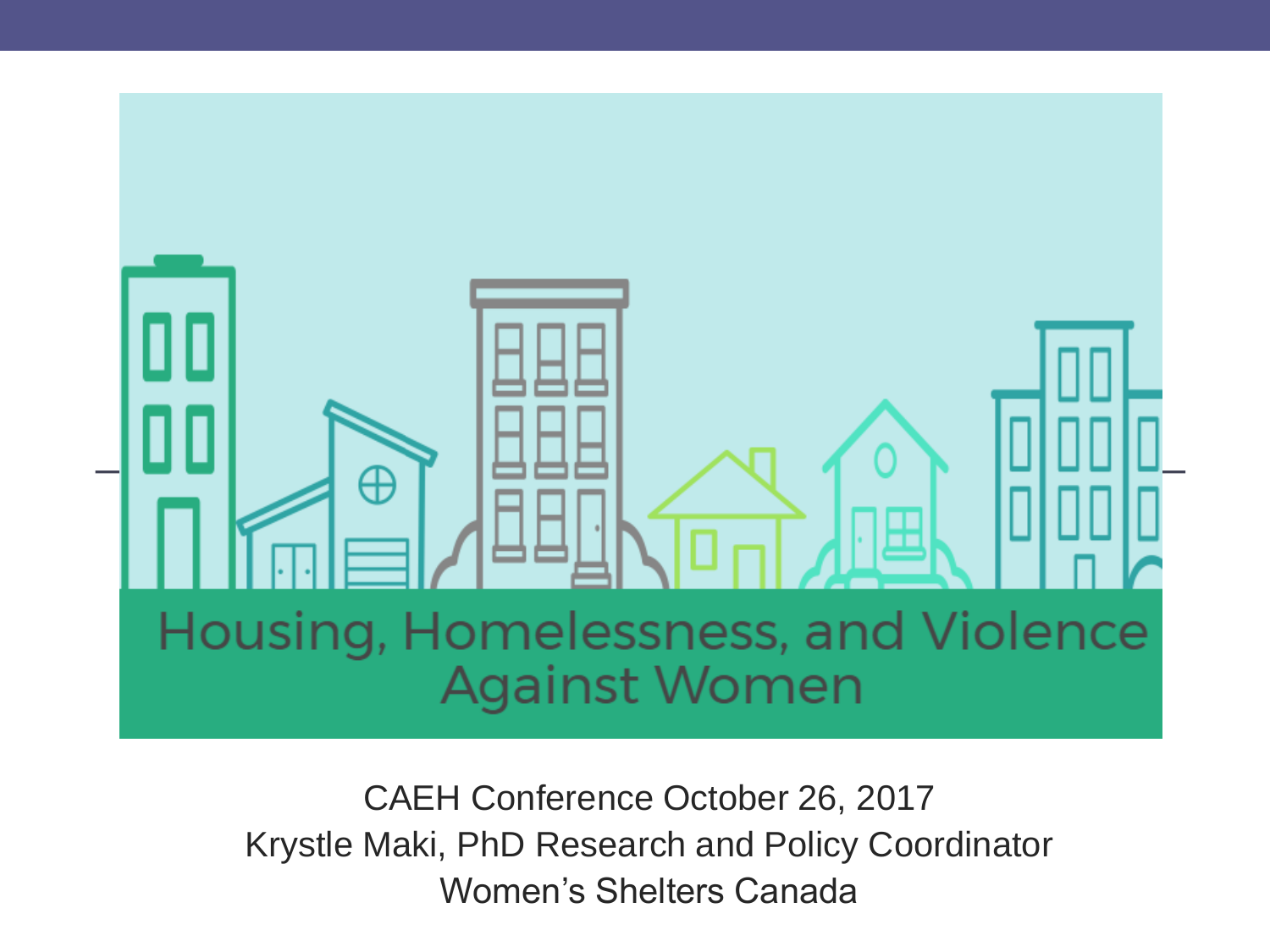# Housing, Homelessness, and Violence Against Women

CAEH Conference October 26, 2017

Krystle Maki, PhD Research and Policy Coordinator

Women's Shelters Canada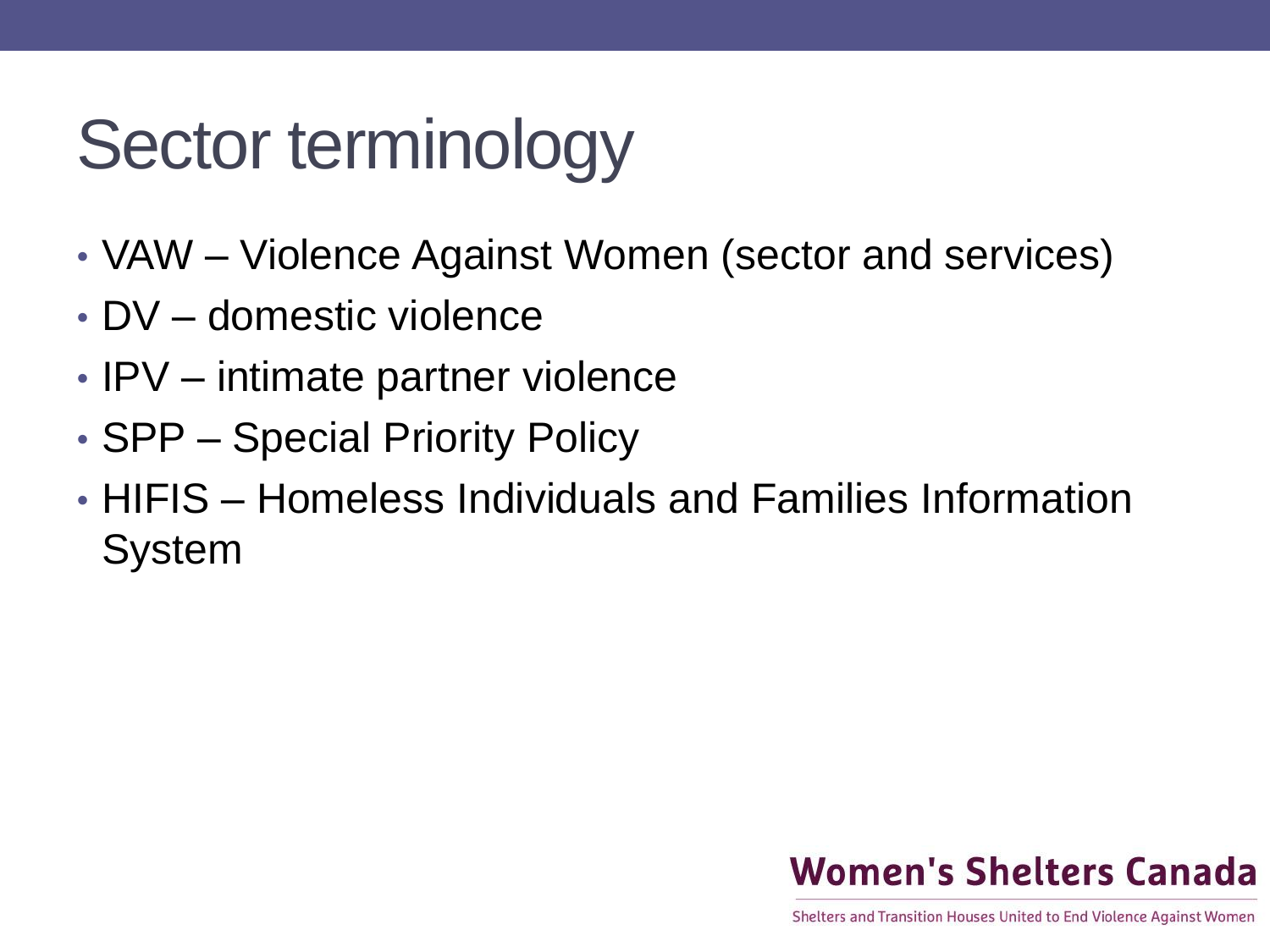# Sector terminology

- VAW – Violence Against Women (sector and services)
- DV – domestic violence
- IPV – intimate partner violence
- SPP – Special Priority Policy
- HIFIS – Homeless Individuals and Families Information System

**Women's Shelters Canada**

Shelters and Transition Houses United to End Violence Against Women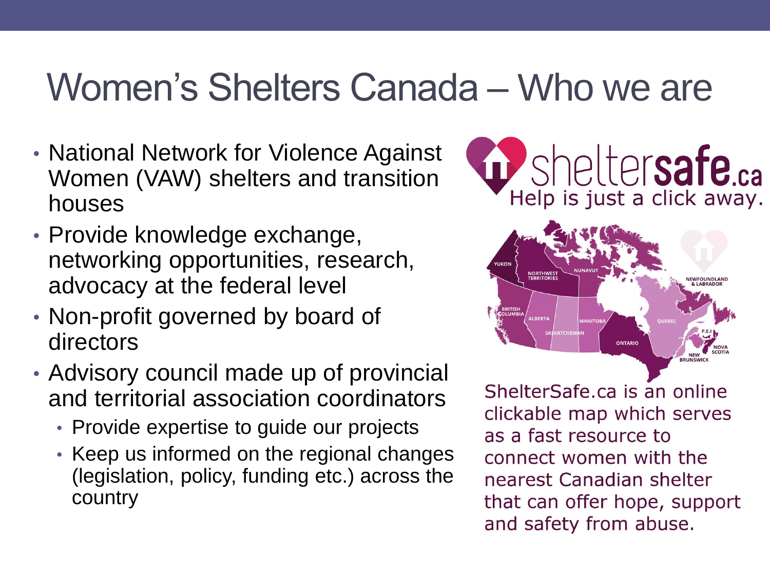# Women's Shelters Canada – Who we are

- National Network for Violence Against Women (VAW) shelters and transition houses
- Provide knowledge exchange, networking opportunities, research, advocacy at the federal level
- Non-profit governed by board of directors
- Advisory council made up of provincial and territorial association coordinators
  - Provide expertise to guide our projects
  - Keep us informed on the regional changes (legislation, policy, funding etc.) across the country

sheltersafe.ca
Help is just a click away.

ShelterSafe.ca is an online clickable map which serves as a fast resource to connect women with the nearest Canadian shelter that can offer hope, support and safety from abuse.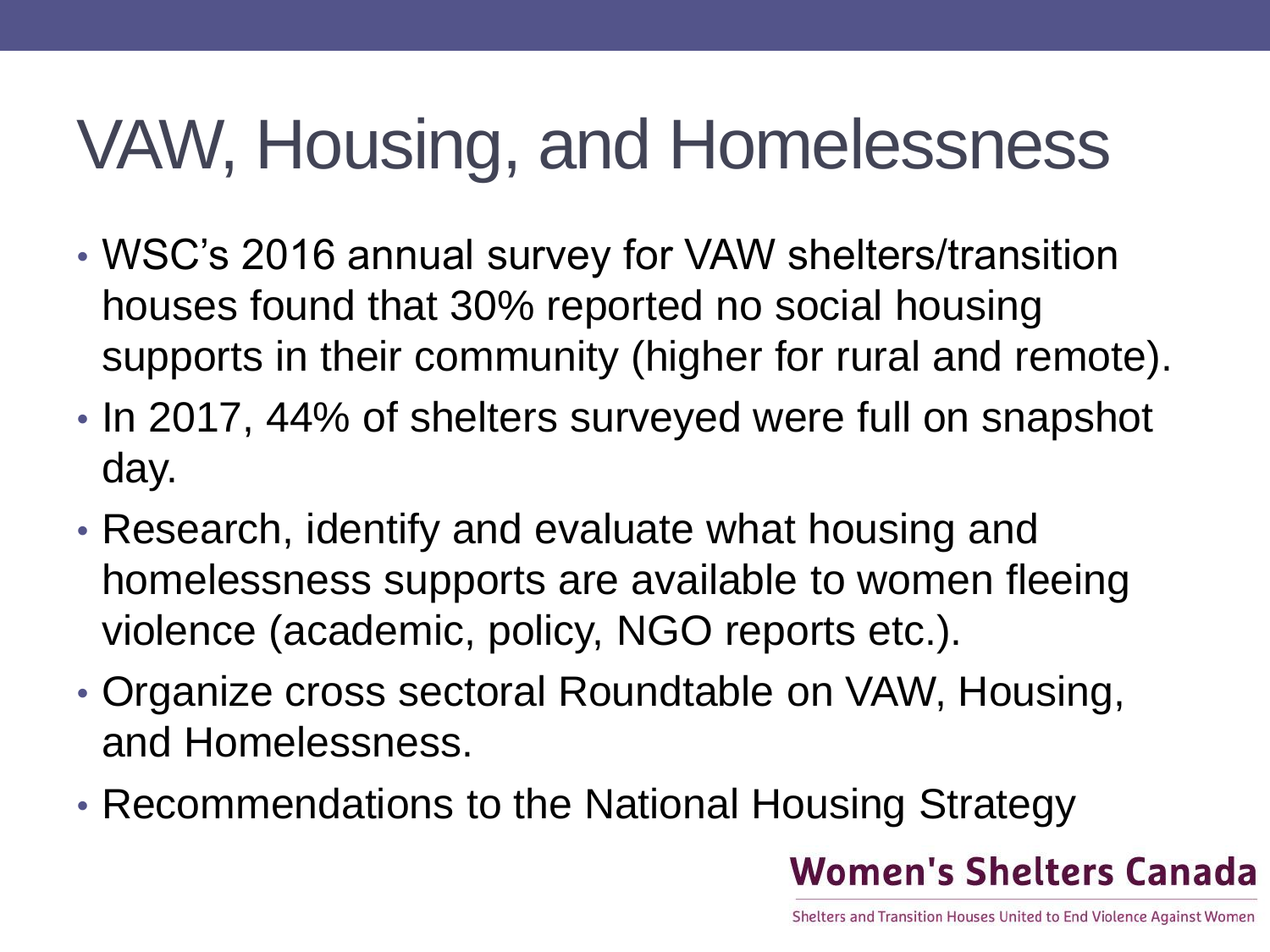# VAW, Housing, and Homelessness

- WSC's 2016 annual survey for VAW shelters/transition houses found that 30% reported no social housing supports in their community (higher for rural and remote).
- In 2017, 44% of shelters surveyed were full on snapshot day.
- Research, identify and evaluate what housing and homelessness supports are available to women fleeing violence (academic, policy, NGO reports etc.).
- Organize cross sectoral Roundtable on VAW, Housing, and Homelessness.
- Recommendations to the National Housing Strategy

**Women's Shelters Canada**

Shelters and Transition Houses United to End Violence Against Women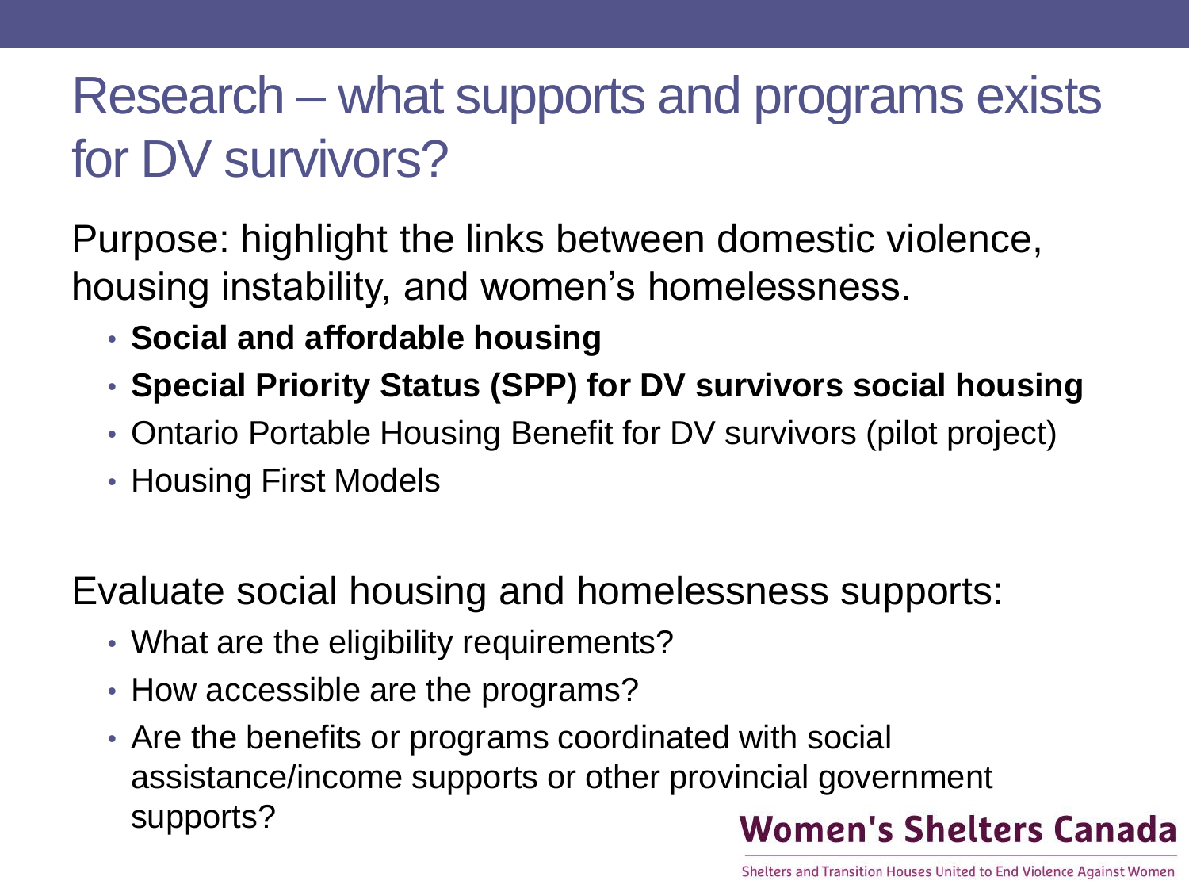# Research – what supports and programs exists for DV survivors?

Purpose: highlight the links between domestic violence, housing instability, and women's homelessness.

- **Social and affordable housing**
- **Special Priority Status (SPP) for DV survivors social housing**
- Ontario Portable Housing Benefit for DV survivors (pilot project)
- Housing First Models

Evaluate social housing and homelessness supports:

- What are the eligibility requirements?
- How accessible are the programs?
- Are the benefits or programs coordinated with social assistance/income supports or other provincial government supports?

**Women's Shelters Canada**

Shelters and Transition Houses United to End Violence Against Women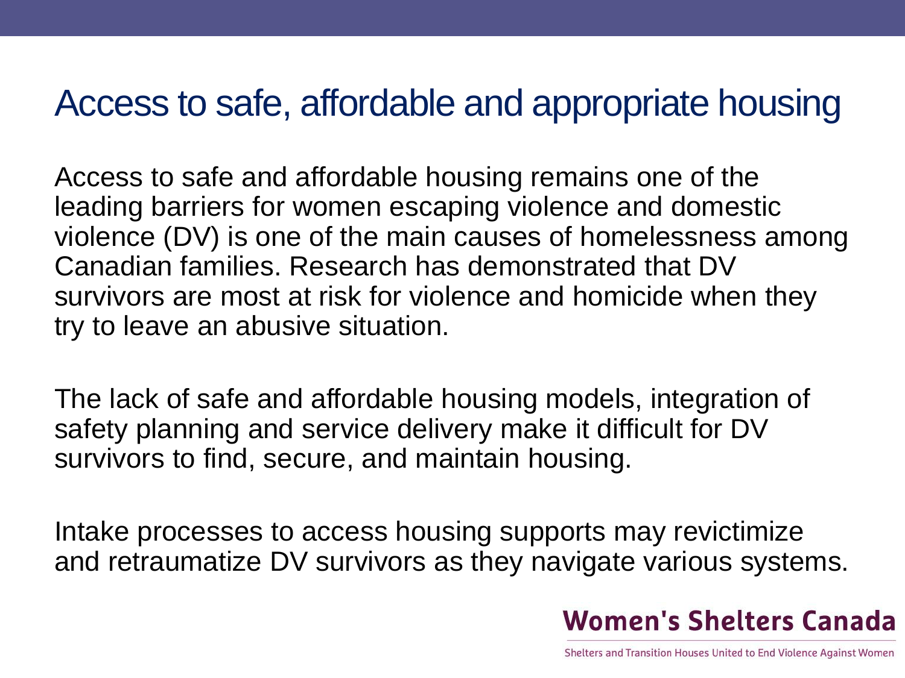# Access to safe, affordable and appropriate housing

Access to safe and affordable housing remains one of the leading barriers for women escaping violence and domestic violence (DV) is one of the main causes of homelessness among Canadian families. Research has demonstrated that DV survivors are most at risk for violence and homicide when they try to leave an abusive situation.

The lack of safe and affordable housing models, integration of safety planning and service delivery make it difficult for DV survivors to find, secure, and maintain housing.

Intake processes to access housing supports may revictimize and retraumatize DV survivors as they navigate various systems.

**Women's Shelters Canada**

Shelters and Transition Houses United to End Violence Against Women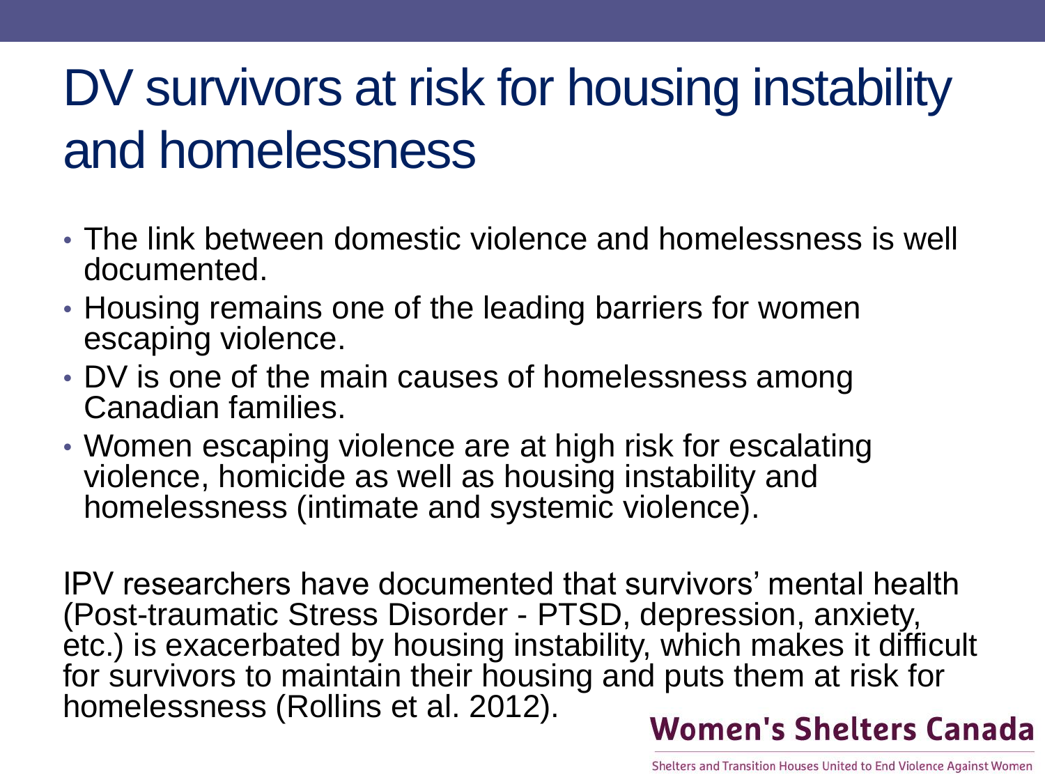# DV survivors at risk for housing instability and homelessness

- The link between domestic violence and homelessness is well documented.
- Housing remains one of the leading barriers for women escaping violence.
- DV is one of the main causes of homelessness among Canadian families.
- Women escaping violence are at high risk for escalating violence, homicide as well as housing instability and homelessness (intimate and systemic violence).

IPV researchers have documented that survivors' mental health (Post-traumatic Stress Disorder - PTSD, depression, anxiety, etc.) is exacerbated by housing instability, which makes it difficult for survivors to maintain their housing and puts them at risk for homelessness (Rollins et al. 2012).

**Women's Shelters Canada**

Shelters and Transition Houses United to End Violence Against Women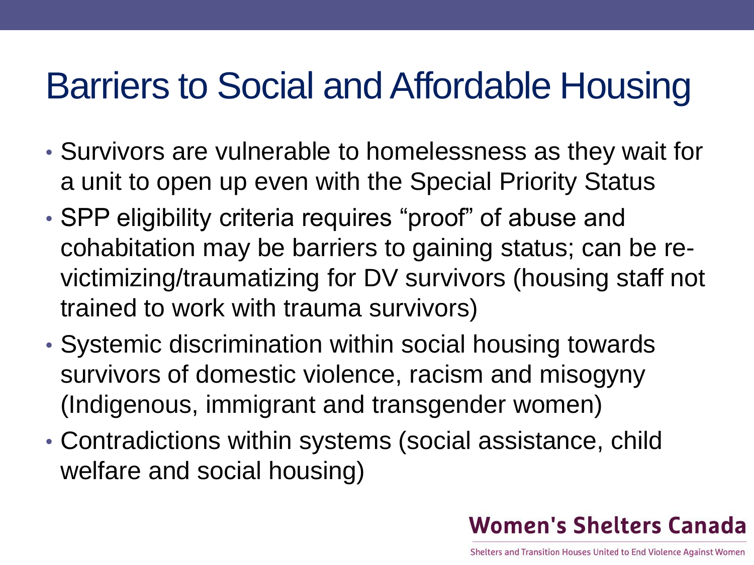# Barriers to Social and Affordable Housing

- Survivors are vulnerable to homelessness as they wait for a unit to open up even with the Special Priority Status
- SPP eligibility criteria requires "proof" of abuse and cohabitation may be barriers to gaining status; can be re-victimizing/traumatizing for DV survivors (housing staff not trained to work with trauma survivors)
- Systemic discrimination within social housing towards survivors of domestic violence, racism and misogyny (Indigenous, immigrant and transgender women)
- Contradictions within systems (social assistance, child welfare and social housing)

**Women's Shelters Canada**

Shelters and Transition Houses United to End Violence Against Women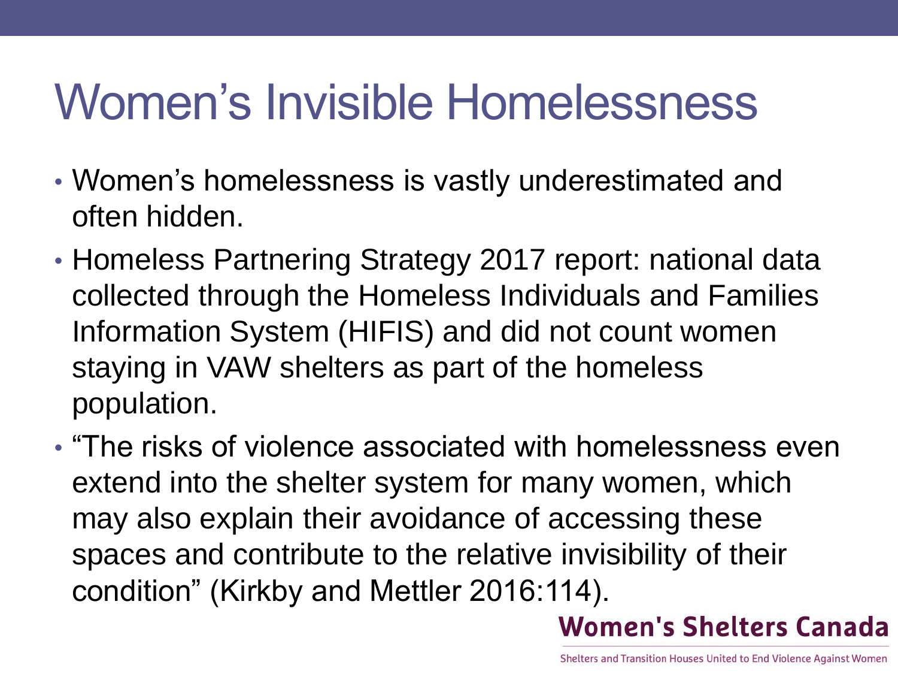# Women's Invisible Homelessness

- Women's homelessness is vastly underestimated and often hidden.
- Homeless Partnering Strategy 2017 report: national data collected through the Homeless Individuals and Families Information System (HIFIS) and did not count women staying in VAW shelters as part of the homeless population.
- "The risks of violence associated with homelessness even extend into the shelter system for many women, which may also explain their avoidance of accessing these spaces and contribute to the relative invisibility of their condition" (Kirkby and Mettler 2016:114).

**Women's Shelters Canada**

Shelters and Transition Houses United to End Violence Against Women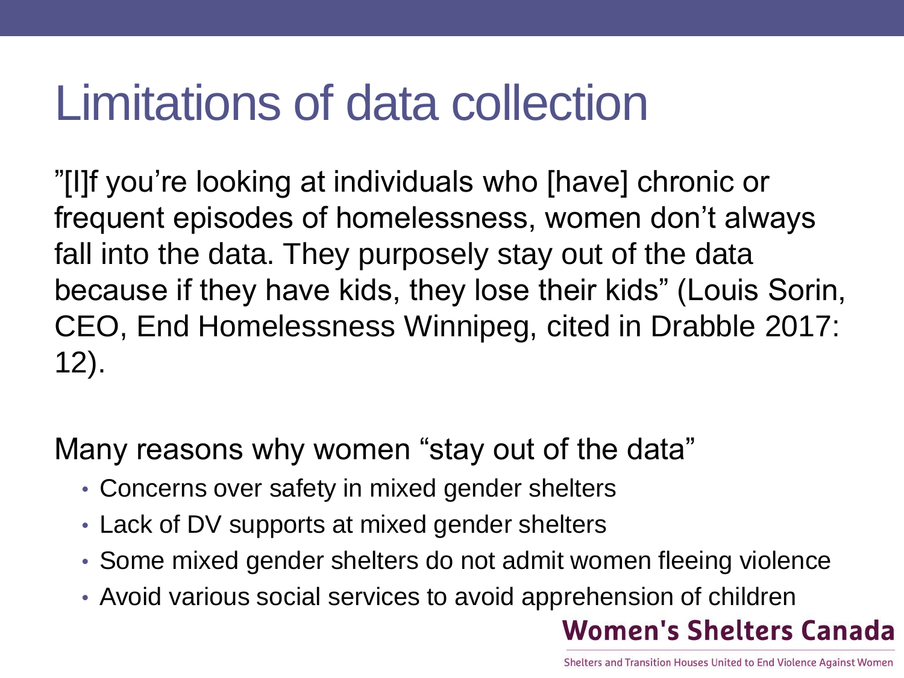# Limitations of data collection

”[I]f you’re looking at individuals who [have] chronic or frequent episodes of homelessness, women don’t always fall into the data. They purposely stay out of the data because if they have kids, they lose their kids” (Louis Sorin, CEO, End Homelessness Winnipeg, cited in Drabble 2017: 12).

Many reasons why women “stay out of the data”

- Concerns over safety in mixed gender shelters
- Lack of DV supports at mixed gender shelters
- Some mixed gender shelters do not admit women fleeing violence
- Avoid various social services to avoid apprehension of children

**Women's Shelters Canada**

Shelters and Transition Houses United to End Violence Against Women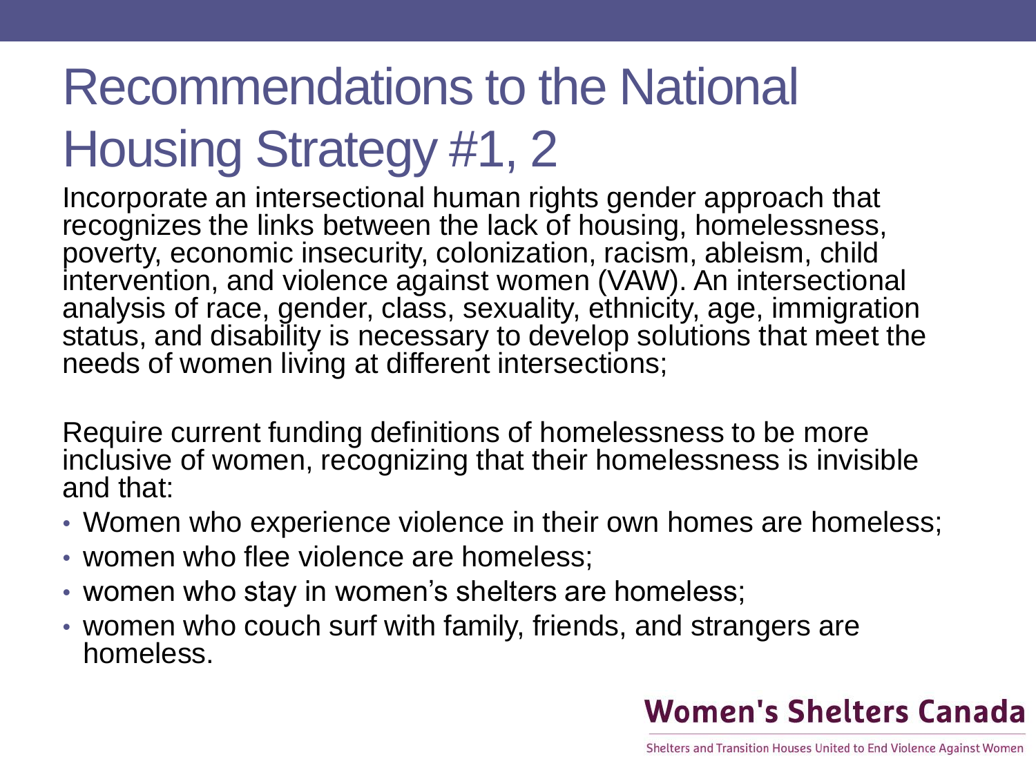# Recommendations to the National Housing Strategy #1, 2

Incorporate an intersectional human rights gender approach that recognizes the links between the lack of housing, homelessness, poverty, economic insecurity, colonization, racism, ableism, child intervention, and violence against women (VAW). An intersectional analysis of race, gender, class, sexuality, ethnicity, age, immigration status, and disability is necessary to develop solutions that meet the needs of women living at different intersections;

Require current funding definitions of homelessness to be more inclusive of women, recognizing that their homelessness is invisible and that:

- Women who experience violence in their own homes are homeless;
- women who flee violence are homeless;
- women who stay in women's shelters are homeless;
- women who couch surf with family, friends, and strangers are homeless.

**Women's Shelters Canada**

Shelters and Transition Houses United to End Violence Against Women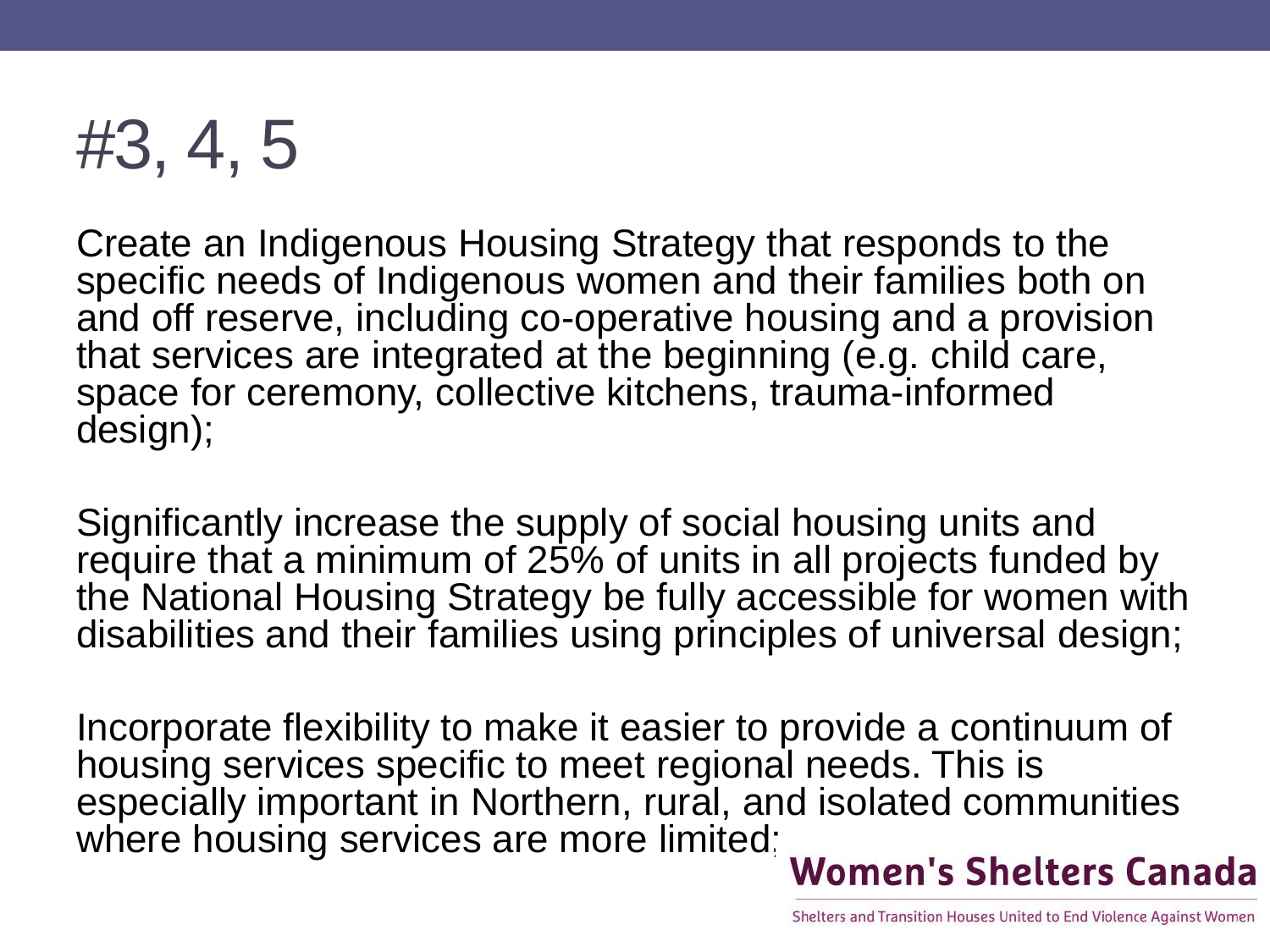# #3, 4, 5

Create an Indigenous Housing Strategy that responds to the specific needs of Indigenous women and their families both on and off reserve, including co-operative housing and a provision that services are integrated at the beginning (e.g. child care, space for ceremony, collective kitchens, trauma-informed design);

Significantly increase the supply of social housing units and require that a minimum of 25% of units in all projects funded by the National Housing Strategy be fully accessible for women with disabilities and their families using principles of universal design;

Incorporate flexibility to make it easier to provide a continuum of housing services specific to meet regional needs. This is especially important in Northern, rural, and isolated communities where housing services are more limited;

**Women's Shelters Canada**

Shelters and Transition Houses United to End Violence Against Women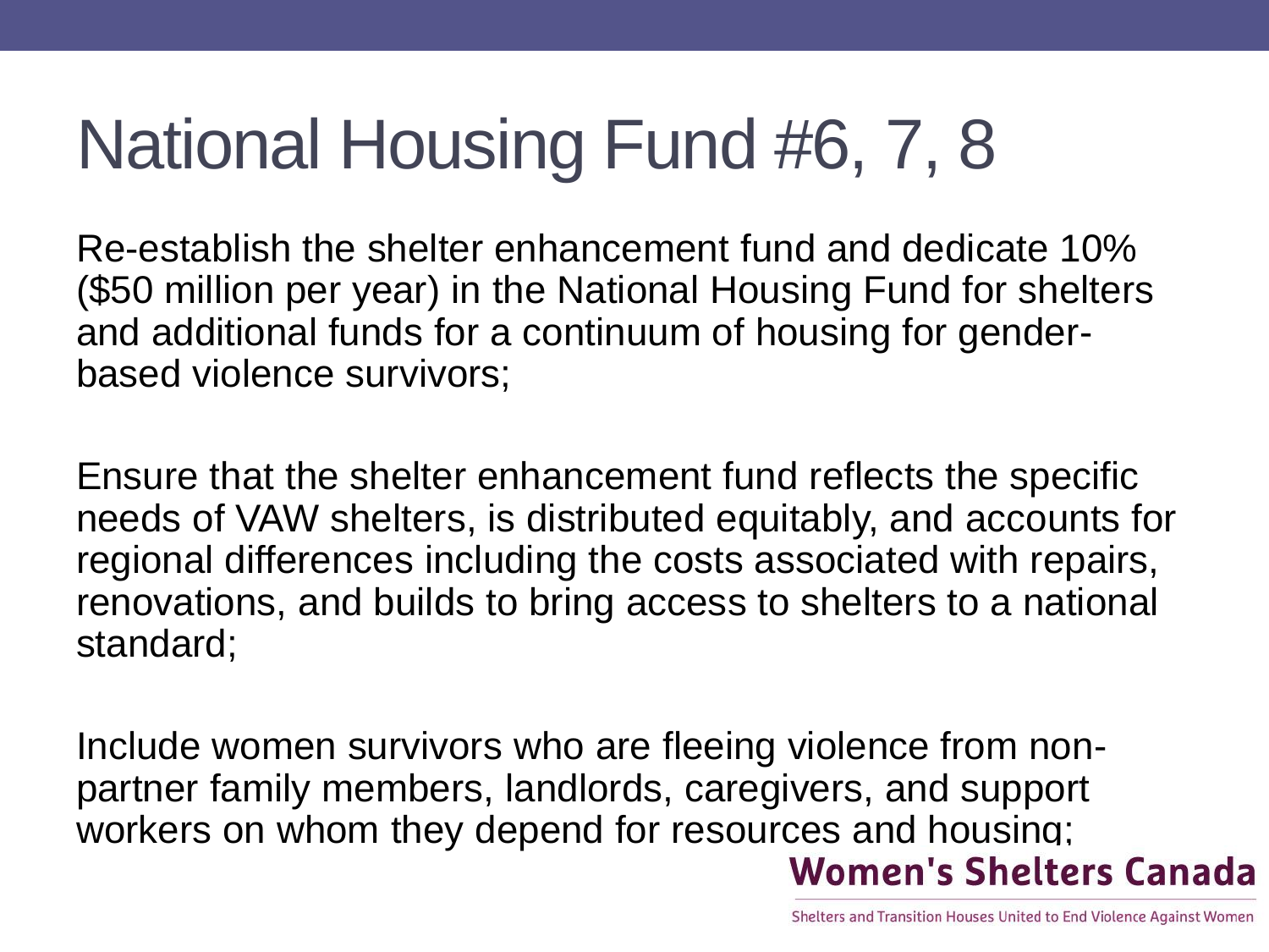# National Housing Fund #6, 7, 8

Re-establish the shelter enhancement fund and dedicate 10% ($50 million per year) in the National Housing Fund for shelters and additional funds for a continuum of housing for gender-based violence survivors;

Ensure that the shelter enhancement fund reflects the specific needs of VAW shelters, is distributed equitably, and accounts for regional differences including the costs associated with repairs, renovations, and builds to bring access to shelters to a national standard;

Include women survivors who are fleeing violence from non-partner family members, landlords, caregivers, and support workers on whom they depend for resources and housing;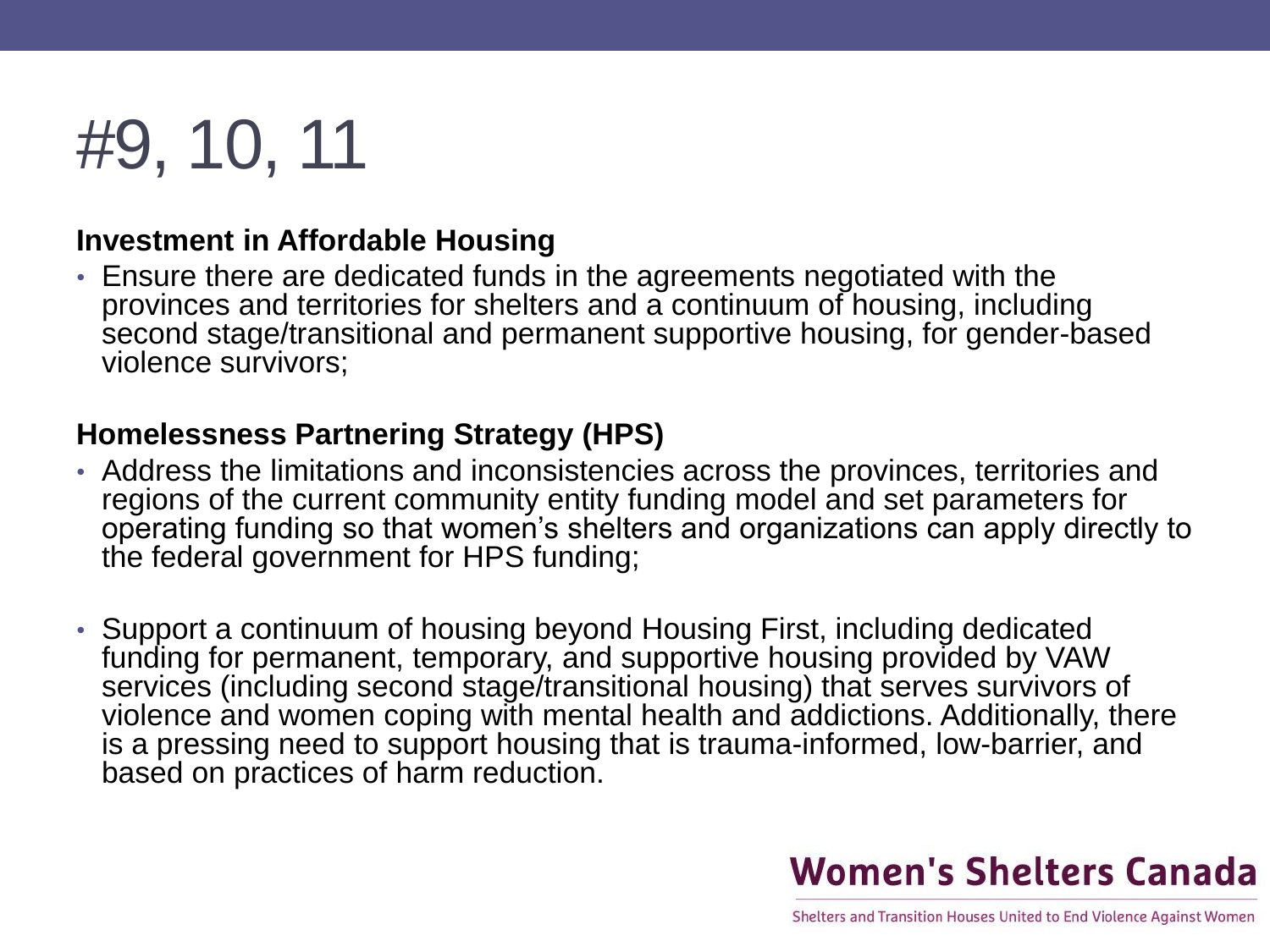# #9, 10, 11

**Investment in Affordable Housing**

- Ensure there are dedicated funds in the agreements negotiated with the provinces and territories for shelters and a continuum of housing, including second stage/transitional and permanent supportive housing, for gender-based violence survivors;

**Homelessness Partnering Strategy (HPS)**

- Address the limitations and inconsistencies across the provinces, territories and regions of the current community entity funding model and set parameters for operating funding so that women's shelters and organizations can apply directly to the federal government for HPS funding;

- Support a continuum of housing beyond Housing First, including dedicated funding for permanent, temporary, and supportive housing provided by VAW services (including second stage/transitional housing) that serves survivors of violence and women coping with mental health and addictions. Additionally, there is a pressing need to support housing that is trauma-informed, low-barrier, and based on practices of harm reduction.

**Women's Shelters Canada**

Shelters and Transition Houses United to End Violence Against Women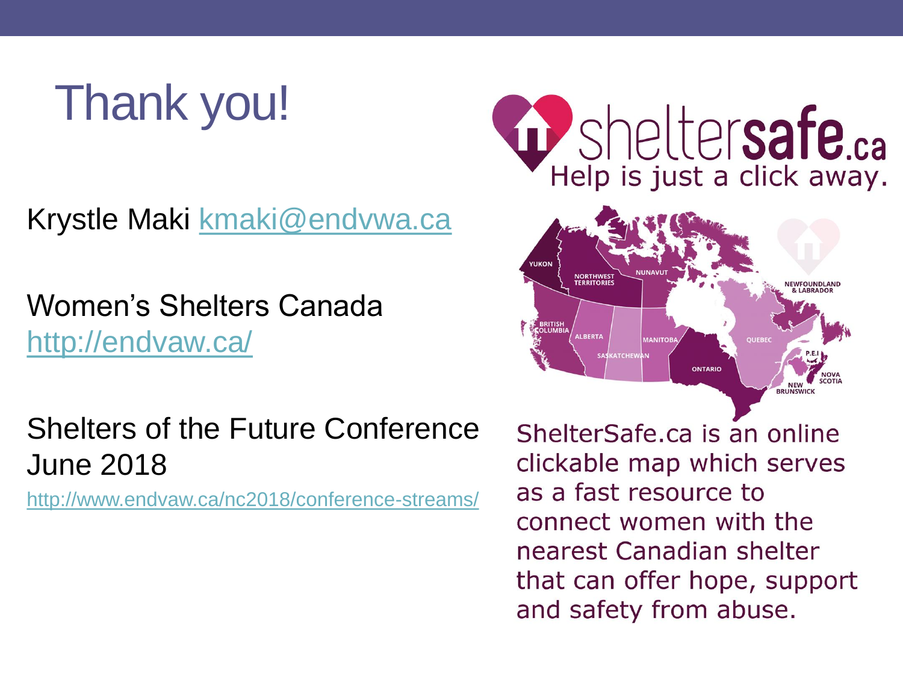# Thank you!

Krystle Maki kmaki@endvwa.ca

Women's Shelters Canada
http://endvaw.ca/

Shelters of the Future Conference
June 2018
http://www.endvaw.ca/nc2018/conference-streams/

sheltersafe.ca
Help is just a click away.

YUKON
NORTHWEST TERRITORIES
NUNAVUT
BRITISH COLUMBIA
ALBERTA
SASKATCHEWAN
MANITOBA
ONTARIO
QUEBEC
NEWFOUNDLAND & LABRADOR
P.E.I
NOVA SCOTIA
NEW BRUNSWICK

ShelterSafe.ca is an online clickable map which serves as a fast resource to connect women with the nearest Canadian shelter that can offer hope, support and safety from abuse.